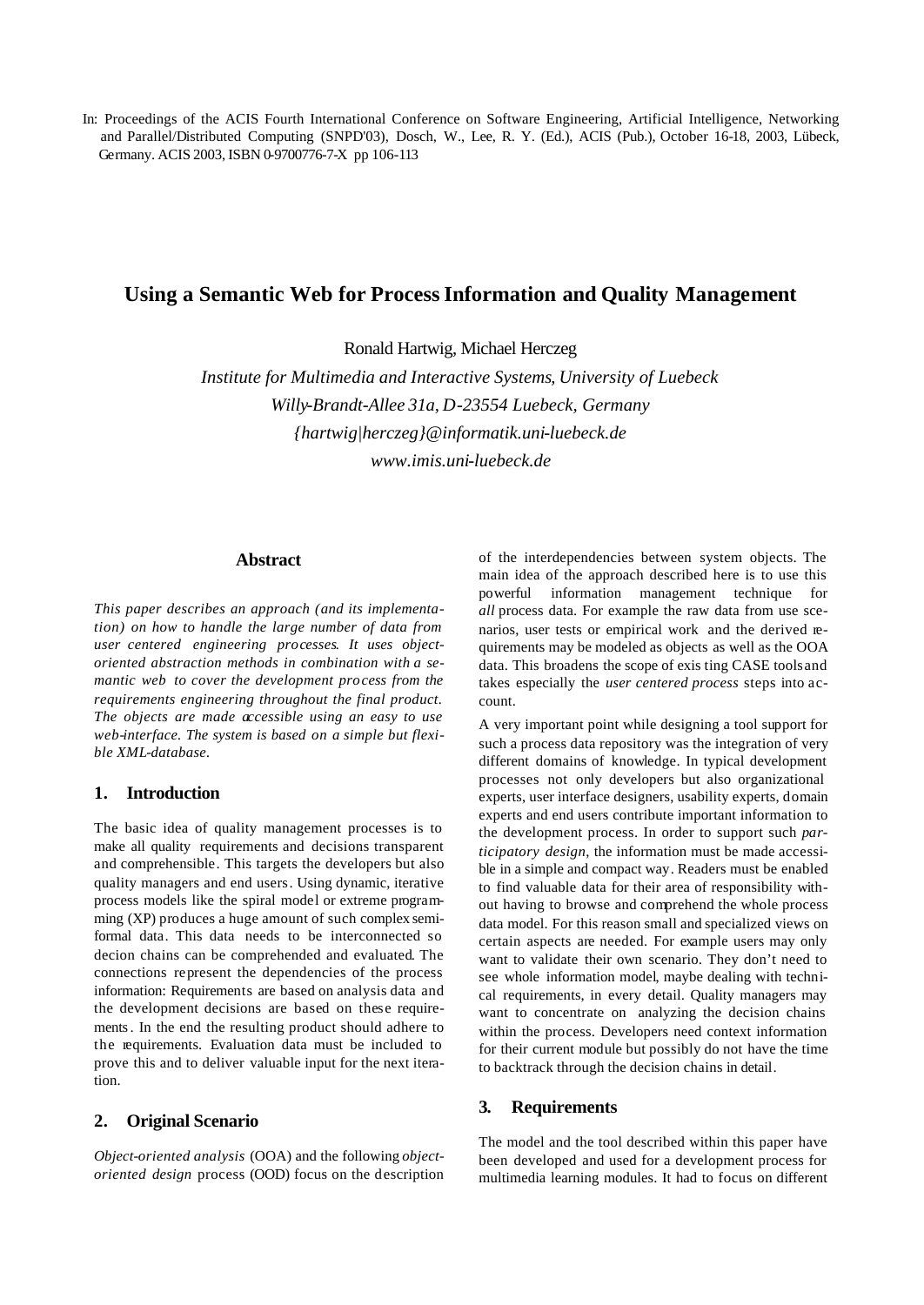In: Proceedings of the ACIS Fourth International Conference on Software Engineering, Artificial Intelligence, Networking and Parallel/Distributed Computing (SNPD'03), Dosch, W., Lee, R. Y. (Ed.), ACIS (Pub.), October 16-18, 2003, Lübeck, Germany. ACIS 2003, ISBN 0-9700776-7-X pp 106-113

# Using a Semantic Web for Process Information and Quality Management

Ronald Hartwig, Michael Herczeg

*Institute for Multimedia and Interactive Systems, University of Luebeck*
*Willy-Brandt-Allee 31a, D-23554 Luebeck, Germany*
*{hartwig|herczeg}@informatik.uni-luebeck.de*
*www.imis.uni-luebeck.de*

## Abstract

*This paper describes an approach (and its implementation) on how to handle the large number of data from user centered engineering processes. It uses object-oriented abstraction methods in combination with a semantic web to cover the development process from the requirements engineering throughout the final product. The objects are made accessible using an easy to use web-interface. The system is based on a simple but flexible XML-database.*

## 1. Introduction

The basic idea of quality management processes is to make all quality requirements and decisions transparent and comprehensible. This targets the developers but also quality managers and end users. Using dynamic, iterative process models like the spiral model or extreme programming (XP) produces a huge amount of such complex semi-formal data. This data needs to be interconnected so decion chains can be comprehended and evaluated. The connections represent the dependencies of the process information: Requirements are based on analysis data and the development decisions are based on these requirements. In the end the resulting product should adhere to the requirements. Evaluation data must be included to prove this and to deliver valuable input for the next iteration.

## 2. Original Scenario

*Object-oriented analysis* (OOA) and the following *object-oriented design* process (OOD) focus on the description of the interdependencies between system objects. The main idea of the approach described here is to use this powerful information management technique for *all* process data. For example the raw data from use scenarios, user tests or empirical work and the derived requirements may be modeled as objects as well as the OOA data. This broadens the scope of existing CASE tools and takes especially the *user centered process* steps into account.

A very important point while designing a tool support for such a process data repository was the integration of very different domains of knowledge. In typical development processes not only developers but also organizational experts, user interface designers, usability experts, domain experts and end users contribute important information to the development process. In order to support such *participatory design*, the information must be made accessible in a simple and compact way. Readers must be enabled to find valuable data for their area of responsibility without having to browse and comprehend the whole process data model. For this reason small and specialized views on certain aspects are needed. For example users may only want to validate their own scenario. They don't need to see whole information model, maybe dealing with technical requirements, in every detail. Quality managers may want to concentrate on analyzing the decision chains within the process. Developers need context information for their current module but possibly do not have the time to backtrack through the decision chains in detail.

## 3. Requirements

The model and the tool described within this paper have been developed and used for a development process for multimedia learning modules. It had to focus on different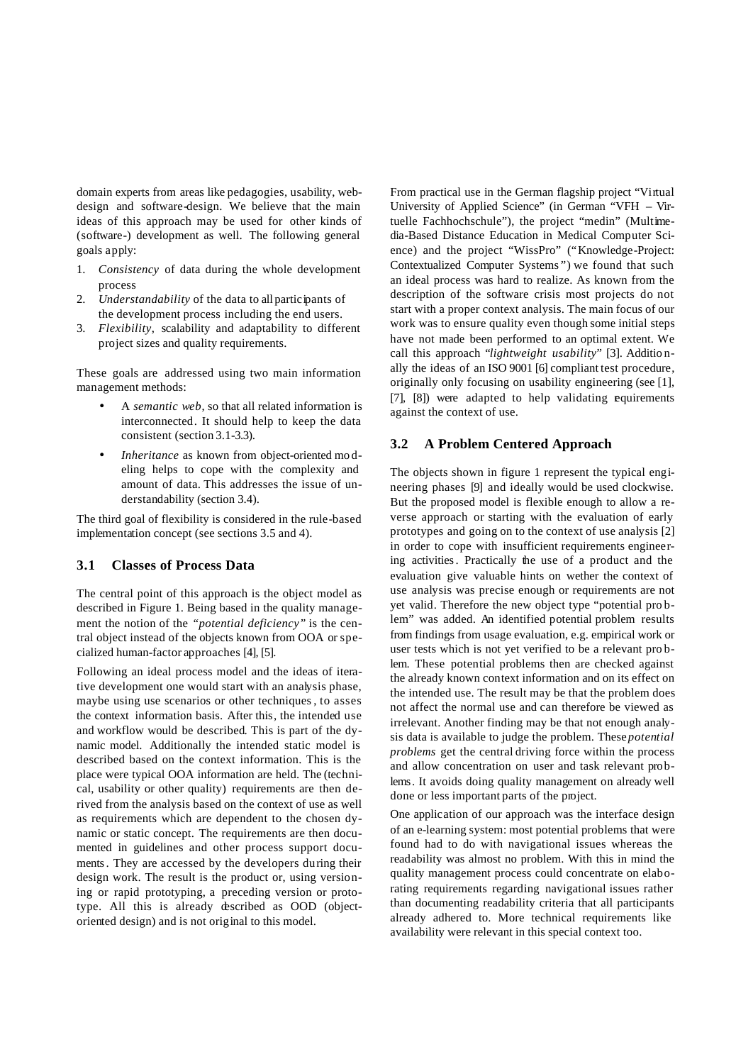domain experts from areas like pedagogies, usability, web-design and software-design. We believe that the main ideas of this approach may be used for other kinds of (software-) development as well. The following general goals apply:

1. *Consistency* of data during the whole development process
2. *Understandability* of the data to all participants of the development process including the end users.
3. *Flexibility*, scalability and adaptability to different project sizes and quality requirements.

These goals are addressed using two main information management methods:

- A *semantic web*, so that all related information is interconnected. It should help to keep the data consistent (section 3.1-3.3).
- *Inheritance* as known from object-oriented modeling helps to cope with the complexity and amount of data. This addresses the issue of understandability (section 3.4).

The third goal of flexibility is considered in the rule-based implementation concept (see sections 3.5 and 4).

## 3.1 Classes of Process Data

The central point of this approach is the object model as described in Figure 1. Being based in the quality management the notion of the *"potential deficiency"* is the central object instead of the objects known from OOA or specialized human-factor approaches [4], [5].

Following an ideal process model and the ideas of iterative development one would start with an analysis phase, maybe using use scenarios or other techniques, to asses the context information basis. After this, the intended use and workflow would be described. This is part of the dynamic model. Additionally the intended static model is described based on the context information. This is the place were typical OOA information are held. The (technical, usability or other quality) requirements are then derived from the analysis based on the context of use as well as requirements which are dependent to the chosen dynamic or static concept. The requirements are then documented in guidelines and other process support documents. They are accessed by the developers during their design work. The result is the product or, using versioning or rapid prototyping, a preceding version or prototype. All this is already described as OOD (object-oriented design) and is not original to this model.

From practical use in the German flagship project "Virtual University of Applied Science" (in German "VFH – Virtuelle Fachhochschule"), the project "medin" (Multimedia-Based Distance Education in Medical Computer Science) and the project "WissPro" ("Knowledge-Project: Contextualized Computer Systems") we found that such an ideal process was hard to realize. As known from the description of the software crisis most projects do not start with a proper context analysis. The main focus of our work was to ensure quality even though some initial steps have not made been performed to an optimal extent. We call this approach "*lightweight usability*" [3]. Additionally the ideas of an ISO 9001 [6] compliant test procedure, originally only focusing on usability engineering (see [1], [7], [8]) were adapted to help validating requirements against the context of use.

## 3.2 A Problem Centered Approach

The objects shown in figure 1 represent the typical engineering phases [9] and ideally would be used clockwise. But the proposed model is flexible enough to allow a reverse approach or starting with the evaluation of early prototypes and going on to the context of use analysis [2] in order to cope with insufficient requirements engineering activities. Practically the use of a product and the evaluation give valuable hints on wether the context of use analysis was precise enough or requirements are not yet valid. Therefore the new object type "potential problem" was added. An identified potential problem results from findings from usage evaluation, e.g. empirical work or user tests which is not yet verified to be a relevant problem. These potential problems then are checked against the already known context information and on its effect on the intended use. The result may be that the problem does not affect the normal use and can therefore be viewed as irrelevant. Another finding may be that not enough analysis data is available to judge the problem. These *potential problems* get the central driving force within the process and allow concentration on user and task relevant problems. It avoids doing quality management on already well done or less important parts of the project.

One application of our approach was the interface design of an e-learning system: most potential problems that were found had to do with navigational issues whereas the readability was almost no problem. With this in mind the quality management process could concentrate on elaborating requirements regarding navigational issues rather than documenting readability criteria that all participants already adhered to. More technical requirements like availability were relevant in this special context too.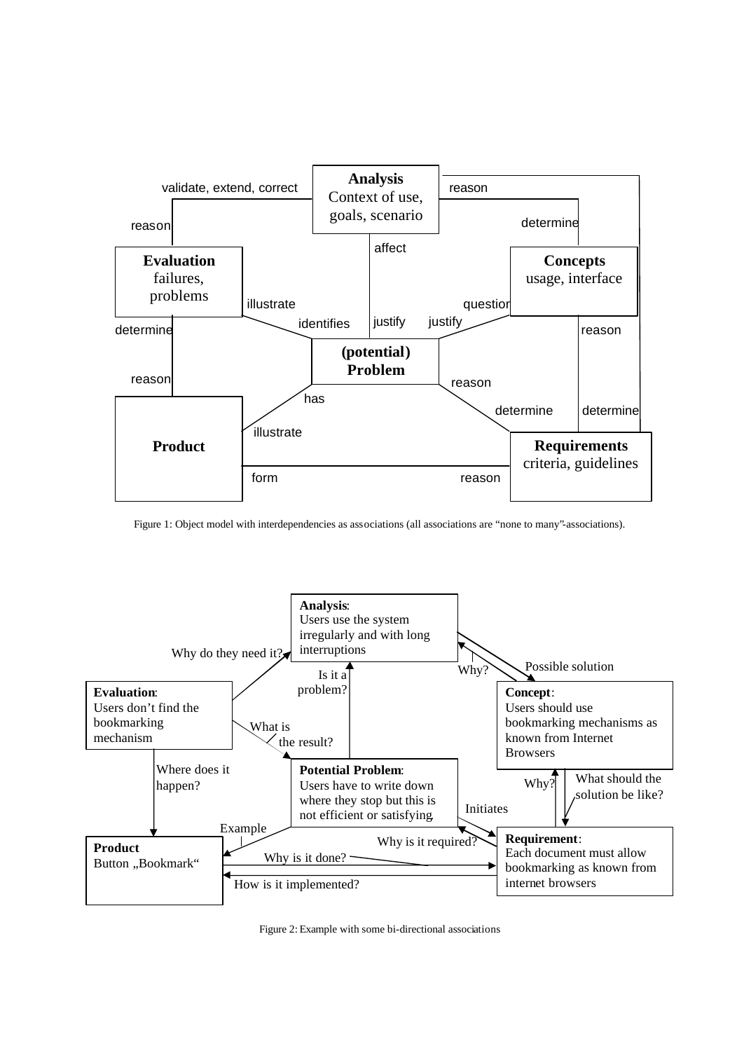Figure 1: Object model with interdependencies as associations (all associations are "none to many"-associations).

Figure 2: Example with some bi-directional associations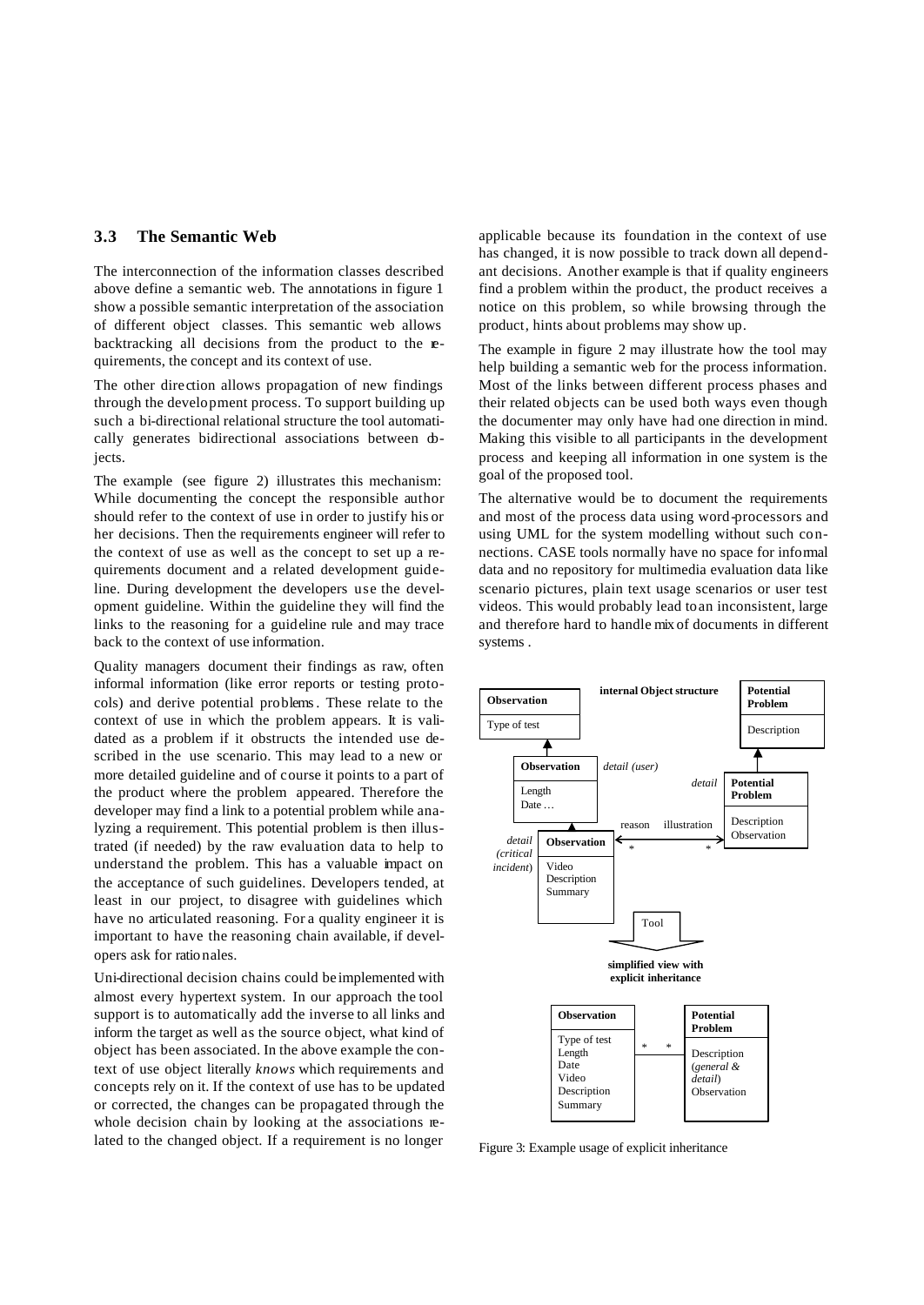### 3.3 The Semantic Web

The interconnection of the information classes described above define a semantic web. The annotations in figure 1 show a possible semantic interpretation of the association of different object classes. This semantic web allows backtracking all decisions from the product to the requirements, the concept and its context of use.

The other direction allows propagation of new findings through the development process. To support building up such a bi-directional relational structure the tool automatically generates bidirectional associations between objects.

The example (see figure 2) illustrates this mechanism: While documenting the concept the responsible author should refer to the context of use in order to justify his or her decisions. Then the requirements engineer will refer to the context of use as well as the concept to set up a requirements document and a related development guideline. During development the developers use the development guideline. Within the guideline they will find the links to the reasoning for a guideline rule and may trace back to the context of use information.

Quality managers document their findings as raw, often informal information (like error reports or testing protocols) and derive potential problems. These relate to the context of use in which the problem appears. It is validated as a problem if it obstructs the intended use described in the use scenario. This may lead to a new or more detailed guideline and of course it points to a part of the product where the problem appeared. Therefore the developer may find a link to a potential problem while analyzing a requirement. This potential problem is then illustrated (if needed) by the raw evaluation data to help to understand the problem. This has a valuable impact on the acceptance of such guidelines. Developers tended, at least in our project, to disagree with guidelines which have no articulated reasoning. For a quality engineer it is important to have the reasoning chain available, if developers ask for rationales.

Uni-directional decision chains could be implemented with almost every hypertext system. In our approach the tool support is to automatically add the inverse to all links and inform the target as well as the source object, what kind of object has been associated. In the above example the context of use object literally *knows* which requirements and concepts rely on it. If the context of use has to be updated or corrected, the changes can be propagated through the whole decision chain by looking at the associations related to the changed object. If a requirement is no longer applicable because its foundation in the context of use has changed, it is now possible to track down all dependant decisions. Another example is that if quality engineers find a problem within the product, the product receives a notice on this problem, so while browsing through the product, hints about problems may show up.

The example in figure 2 may illustrate how the tool may help building a semantic web for the process information. Most of the links between different process phases and their related objects can be used both ways even though the documenter may only have had one direction in mind. Making this visible to all participants in the development process and keeping all information in one system is the goal of the proposed tool.

The alternative would be to document the requirements and most of the process data using word-processors and using UML for the system modelling without such connections. CASE tools normally have no space for informal data and no repository for multimedia evaluation data like scenario pictures, plain text usage scenarios or user test videos. This would probably lead to an inconsistent, large and therefore hard to handle mix of documents in different systems.

Figure 3: Example usage of explicit inheritance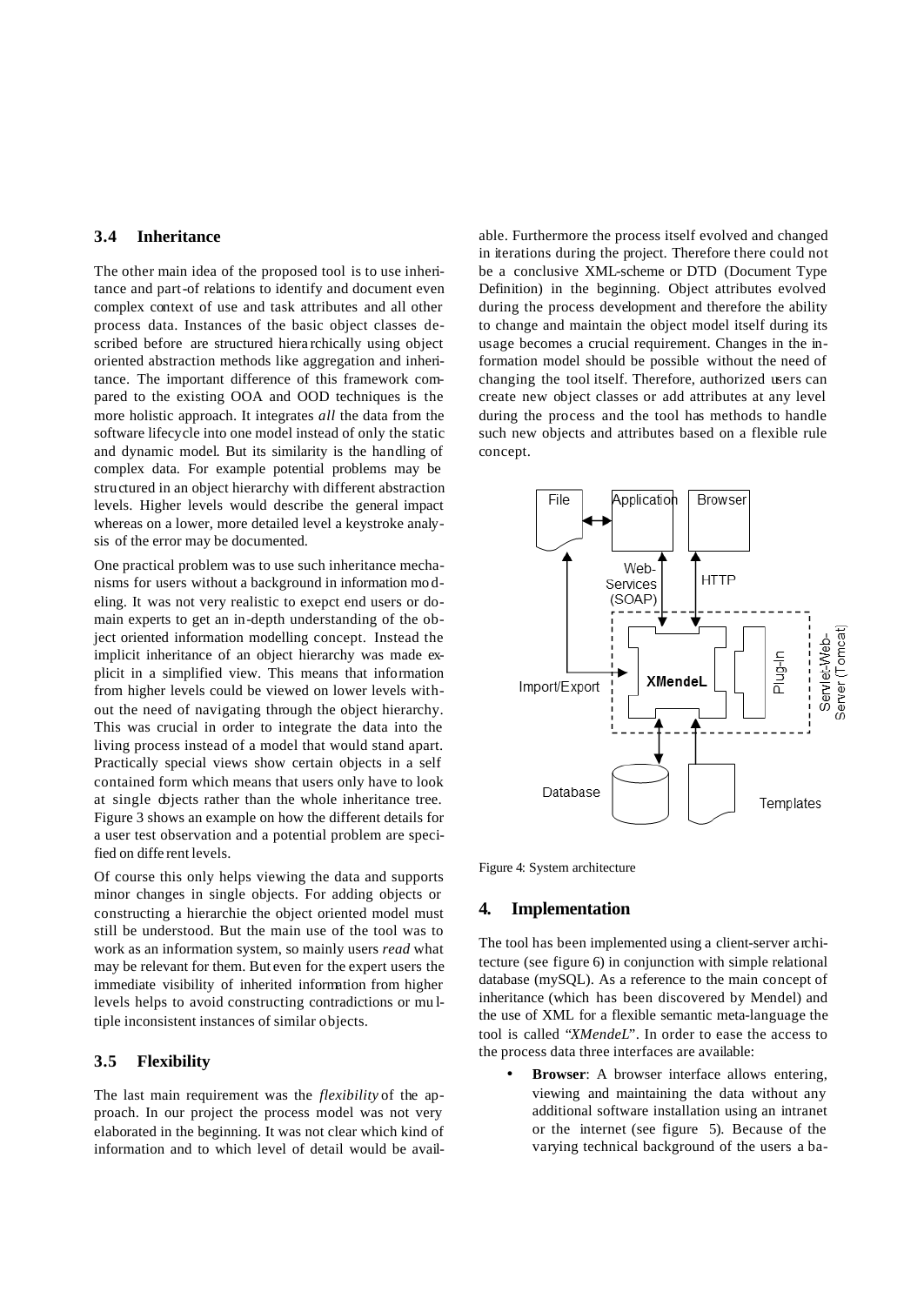### 3.4 Inheritance

The other main idea of the proposed tool is to use inheritance and part-of relations to identify and document even complex context of use and task attributes and all other process data. Instances of the basic object classes described before are structured hierarchically using object oriented abstraction methods like aggregation and inheritance. The important difference of this framework compared to the existing OOA and OOD techniques is the more holistic approach. It integrates *all* the data from the software lifecycle into one model instead of only the static and dynamic model. But its similarity is the handling of complex data. For example potential problems may be structured in an object hierarchy with different abstraction levels. Higher levels would describe the general impact whereas on a lower, more detailed level a keystroke analysis of the error may be documented.

One practical problem was to use such inheritance mechanisms for users without a background in information modeling. It was not very realistic to exepct end users or domain experts to get an in-depth understanding of the object oriented information modelling concept. Instead the implicit inheritance of an object hierarchy was made explicit in a simplified view. This means that information from higher levels could be viewed on lower levels without the need of navigating through the object hierarchy. This was crucial in order to integrate the data into the living process instead of a model that would stand apart. Practically special views show certain objects in a self contained form which means that users only have to look at single objects rather than the whole inheritance tree. Figure 3 shows an example on how the different details for a user test observation and a potential problem are specified on different levels.

Of course this only helps viewing the data and supports minor changes in single objects. For adding objects or constructing a hierarchie the object oriented model must still be understood. But the main use of the tool was to work as an information system, so mainly users *read* what may be relevant for them. But even for the expert users the immediate visibility of inherited information from higher levels helps to avoid constructing contradictions or multiple inconsistent instances of similar objects.

### 3.5 Flexibility

The last main requirement was the *flexibility* of the approach. In our project the process model was not very elaborated in the beginning. It was not clear which kind of information and to which level of detail would be available. Furthermore the process itself evolved and changed in iterations during the project. Therefore there could not be a conclusive XML-scheme or DTD (Document Type Definition) in the beginning. Object attributes evolved during the process development and therefore the ability to change and maintain the object model itself during its usage becomes a crucial requirement. Changes in the information model should be possible without the need of changing the tool itself. Therefore, authorized users can create new object classes or add attributes at any level during the process and the tool has methods to handle such new objects and attributes based on a flexible rule concept.

Figure 4: System architecture

## 4. Implementation

The tool has been implemented using a client-server architecture (see figure 6) in conjunction with simple relational database (mySQL). As a reference to the main concept of inheritance (which has been discovered by Mendel) and the use of XML for a flexible semantic meta-language the tool is called "*XMendeL*". In order to ease the access to the process data three interfaces are available:

- **Browser**: A browser interface allows entering, viewing and maintaining the data without any additional software installation using an intranet or the internet (see figure 5). Because of the varying technical background of the users a ba-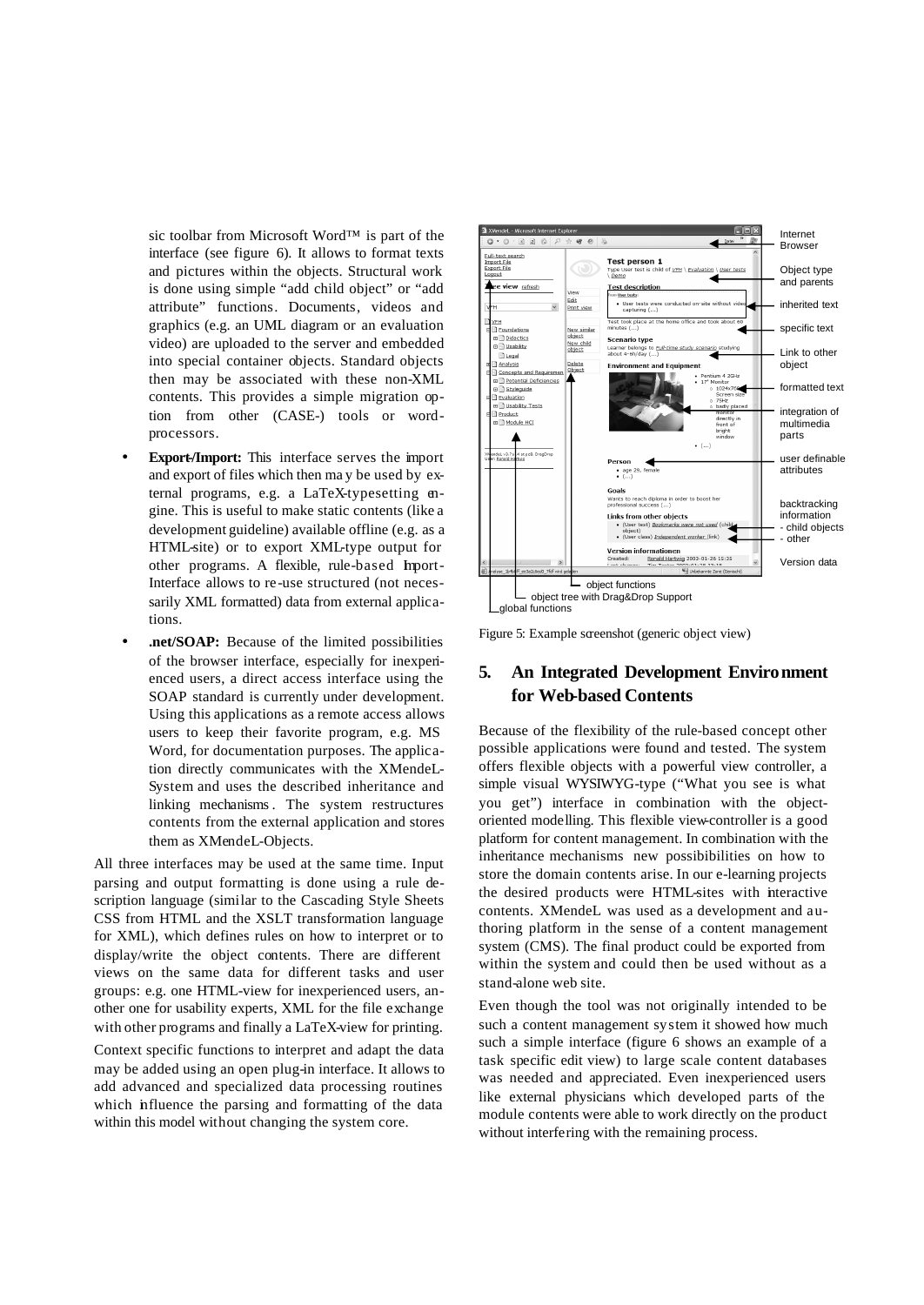sic toolbar from Microsoft Word™ is part of the interface (see figure 6). It allows to format texts and pictures within the objects. Structural work is done using simple "add child object" or "add attribute" functions. Documents, videos and graphics (e.g. an UML diagram or an evaluation video) are uploaded to the server and embedded into special container objects. Standard objects then may be associated with these non-XML contents. This provides a simple migration option from other (CASE-) tools or word-processors.

- **Export/Import:** This interface serves the import and export of files which then may be used by external programs, e.g. a LaTeX-typesetting engine. This is useful to make static contents (like a development guideline) available offline (e.g. as a HTML-site) or to export XML-type output for other programs. A flexible, rule-based Import-Interface allows to re-use structured (not necessarily XML formatted) data from external applications.
- **.net/SOAP:** Because of the limited possibilities of the browser interface, especially for inexperienced users, a direct access interface using the SOAP standard is currently under development. Using this applications as a remote access allows users to keep their favorite program, e.g. MS Word, for documentation purposes. The application directly communicates with the XMendeL-System and uses the described inheritance and linking mechanisms. The system restructures contents from the external application and stores them as XMendeL-Objects.

All three interfaces may be used at the same time. Input parsing and output formatting is done using a rule description language (similar to the Cascading Style Sheets CSS from HTML and the XSLT transformation language for XML), which defines rules on how to interpret or to display/write the object contents. There are different views on the same data for different tasks and user groups: e.g. one HTML-view for inexperienced users, another one for usability experts, XML for the file exchange with other programs and finally a LaTeX-view for printing.

Context specific functions to interpret and adapt the data may be added using an open plug-in interface. It allows to add advanced and specialized data processing routines which influence the parsing and formatting of the data within this model without changing the system core.

Figure 5: Example screenshot (generic object view)

## 5. An Integrated Development Environment for Web-based Contents

Because of the flexibility of the rule-based concept other possible applications were found and tested. The system offers flexible objects with a powerful view controller, a simple visual WYSIWYG-type ("What you see is what you get") interface in combination with the object-oriented modelling. This flexible view-controller is a good platform for content management. In combination with the inheritance mechanisms new possibilities on how to store the domain contents arise. In our e-learning projects the desired products were HTML-sites with interactive contents. XMendeL was used as a development and authoring platform in the sense of a content management system (CMS). The final product could be exported from within the system and could then be used without as a stand-alone web site.

Even though the tool was not originally intended to be such a content management system it showed how much such a simple interface (figure 6 shows an example of a task specific edit view) to large scale content databases was needed and appreciated. Even inexperienced users like external physicians which developed parts of the module contents were able to work directly on the product without interfering with the remaining process.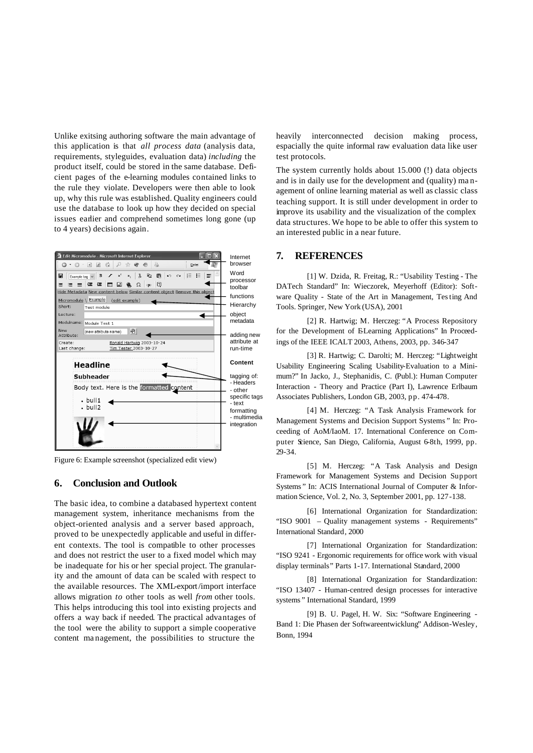Unlike exitsing authoring software the main advantage of this application is that *all process data* (analysis data, requirements, styleguides, evaluation data) *including* the product itself, could be stored in the same database. Deficient pages of the e-learning modules contained links to the rule they violate. Developers were then able to look up, why this rule was established. Quality engineers could use the database to look up how they decided on special issues earlier and comprehend sometimes long gone (up to 4 years) decisions again.

Internet browser

Word processor toolbar

functions

Hierarchy

object metadata

adding new attribute at run-time

Content

tagging of:
- Headers
- other specific tags
- text formatting
- multimedia integration

Figure 6: Example screenshot (specialized edit view)

## 6. Conclusion and Outlook

The basic idea, to combine a databased hypertext content management system, inheritance mechanisms from the object-oriented analysis and a server based approach, proved to be unexpectedly applicable and useful in different contexts. The tool is compatible to other processes and does not restrict the user to a fixed model which may be inadequate for his or her special project. The granularity and the amount of data can be scaled with respect to the available resources. The XML-export/import interface allows migration *to* other tools as well *from* other tools. This helps introducing this tool into existing projects and offers a way back if needed. The practical advantages of the tool were the ability to support a simple cooperative content management, the possibilities to structure the heavily interconnected decision making process, espacially the quite informal raw evaluation data like user test protocols.

The system currently holds about 15.000 (!) data objects and is in daily use for the development and (quality) management of online learning material as well as classic class teaching support. It is still under development in order to improve its usability and the visualization of the complex data structures. We hope to be able to offer this system to an interested public in a near future.

## 7. REFERENCES

[1] W. Dzida, R. Freitag, R.: "Usability Testing - The DATech Standard" In: Wieczorek, Meyerhoff (Editor): Software Quality - State of the Art in Management, Testing And Tools. Springer, New York (USA), 2001

[2] R. Hartwig; M. Herczeg: "A Process Repository for the Development of E-Learning Applications" In Proceedings of the IEEE ICALT 2003, Athens, 2003, pp. 346-347

[3] R. Hartwig; C. Darolti; M. Herczeg: "Lightweight Usability Engineering Scaling Usability-Evaluation to a Minimum?" In Jacko, J., Stephanidis, C. (Publ.): Human Computer Interaction - Theory and Practice (Part I), Lawrence Erlbaum Associates Publishers, London GB, 2003, pp. 474-478.

[4] M. Herczeg: "A Task Analysis Framework for Management Systems and Decision Support Systems" In: Proceeding of AoM/IaoM. 17. International Conference on Computer Science, San Diego, California, August 6-8th, 1999, pp. 29-34.

[5] M. Herczeg: "A Task Analysis and Design Framework for Management Systems and Decision Support Systems" In: ACIS International Journal of Computer & Information Science, Vol. 2, No. 3, September 2001, pp. 127-138.

[6] International Organization for Standardization: "ISO 9001 – Quality management systems - Requirements" International Standard, 2000

[7] International Organization for Standardization: "ISO 9241 - Ergonomic requirements for office work with visual display terminals" Parts 1-17. International Standard, 2000

[8] International Organization for Standardization: "ISO 13407 - Human-centred design processes for interactive systems" International Standard, 1999

[9] B. U. Pagel, H. W. Six: "Software Engineering - Band 1: Die Phasen der Softwareentwicklung" Addison-Wesley, Bonn, 1994